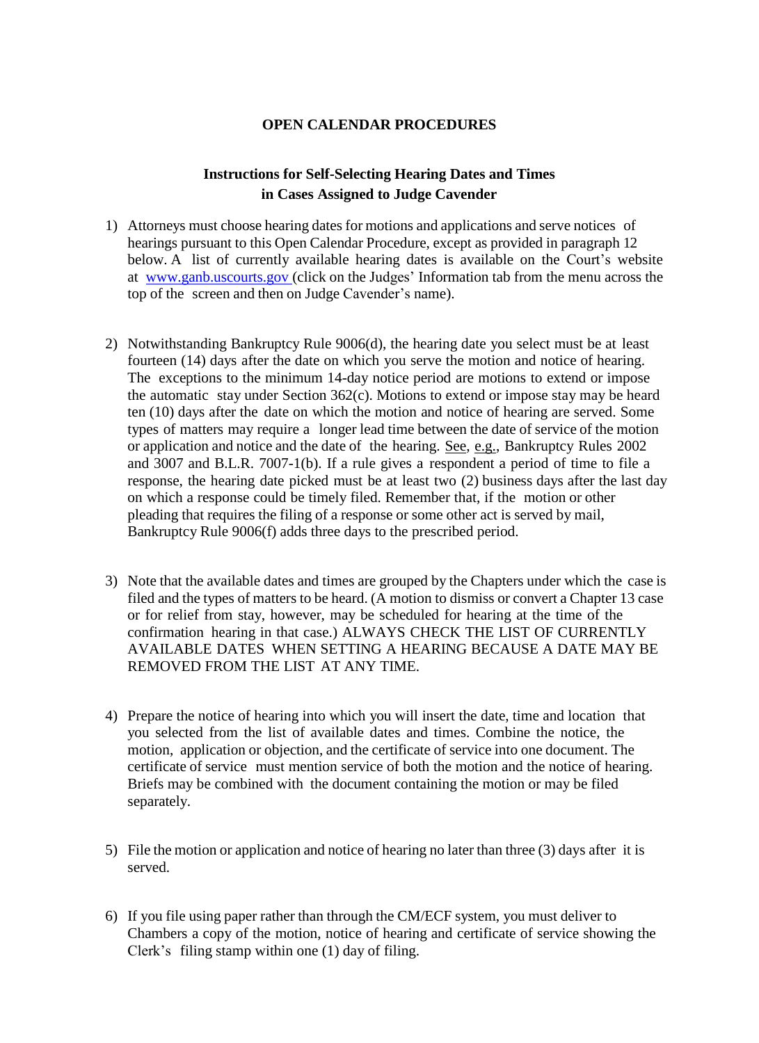# OPEN CALENDAR PROCEDURES

## Instructions for Self-Selecting Hearing Dates and Times in Cases Assigned to Judge Cavender

1) Attorneys must choose hearing dates for motions and applications and serve notices of hearings pursuant to this Open Calendar Procedure, except as provided in paragraph 12 below. A list of currently available hearing dates is available on the Court's website at [www.ganb.uscourts.gov](http://www.ganb.uscourts.gov) (click on the Judges' Information tab from the menu across the top of the screen and then on Judge Cavender's name).

2) Notwithstanding Bankruptcy Rule 9006(d), the hearing date you select must be at least fourteen (14) days after the date on which you serve the motion and notice of hearing. The exceptions to the minimum 14-day notice period are motions to extend or impose the automatic stay under Section 362(c). Motions to extend or impose stay may be heard ten (10) days after the date on which the motion and notice of hearing are served. Some types of matters may require a longer lead time between the date of service of the motion or application and notice and the date of the hearing. See, e.g., Bankruptcy Rules 2002 and 3007 and B.L.R. 7007-1(b). If a rule gives a respondent a period of time to file a response, the hearing date picked must be at least two (2) business days after the last day on which a response could be timely filed. Remember that, if the motion or other pleading that requires the filing of a response or some other act is served by mail, Bankruptcy Rule 9006(f) adds three days to the prescribed period.

3) Note that the available dates and times are grouped by the Chapters under which the case is filed and the types of matters to be heard. (A motion to dismiss or convert a Chapter 13 case or for relief from stay, however, may be scheduled for hearing at the time of the confirmation hearing in that case.) ALWAYS CHECK THE LIST OF CURRENTLY AVAILABLE DATES WHEN SETTING A HEARING BECAUSE A DATE MAY BE REMOVED FROM THE LIST AT ANY TIME.

4) Prepare the notice of hearing into which you will insert the date, time and location that you selected from the list of available dates and times. Combine the notice, the motion, application or objection, and the certificate of service into one document. The certificate of service must mention service of both the motion and the notice of hearing. Briefs may be combined with the document containing the motion or may be filed separately.

5) File the motion or application and notice of hearing no later than three (3) days after it is served.

6) If you file using paper rather than through the CM/ECF system, you must deliver to Chambers a copy of the motion, notice of hearing and certificate of service showing the Clerk's filing stamp within one (1) day of filing.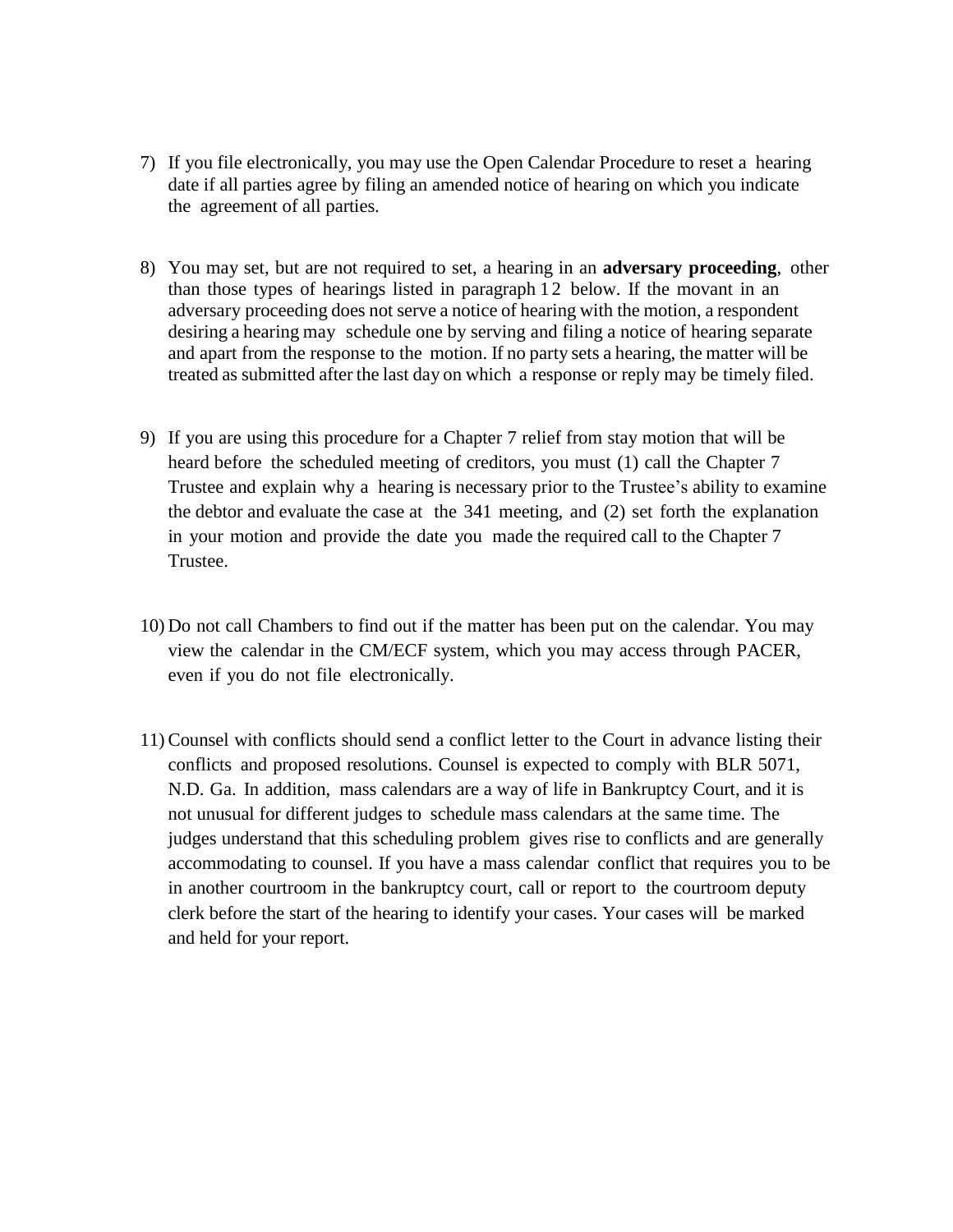7) If you file electronically, you may use the Open Calendar Procedure to reset a hearing date if all parties agree by filing an amended notice of hearing on which you indicate the agreement of all parties.

8) You may set, but are not required to set, a hearing in an **adversary proceeding**, other than those types of hearings listed in paragraph 12 below. If the movant in an adversary proceeding does not serve a notice of hearing with the motion, a respondent desiring a hearing may schedule one by serving and filing a notice of hearing separate and apart from the response to the motion. If no party sets a hearing, the matter will be treated as submitted after the last day on which a response or reply may be timely filed.

9) If you are using this procedure for a Chapter 7 relief from stay motion that will be heard before the scheduled meeting of creditors, you must (1) call the Chapter 7 Trustee and explain why a hearing is necessary prior to the Trustee's ability to examine the debtor and evaluate the case at the 341 meeting, and (2) set forth the explanation in your motion and provide the date you made the required call to the Chapter 7 Trustee.

10) Do not call Chambers to find out if the matter has been put on the calendar. You may view the calendar in the CM/ECF system, which you may access through PACER, even if you do not file electronically.

11) Counsel with conflicts should send a conflict letter to the Court in advance listing their conflicts and proposed resolutions. Counsel is expected to comply with BLR 5071, N.D. Ga. In addition, mass calendars are a way of life in Bankruptcy Court, and it is not unusual for different judges to schedule mass calendars at the same time. The judges understand that this scheduling problem gives rise to conflicts and are generally accommodating to counsel. If you have a mass calendar conflict that requires you to be in another courtroom in the bankruptcy court, call or report to the courtroom deputy clerk before the start of the hearing to identify your cases. Your cases will be marked and held for your report.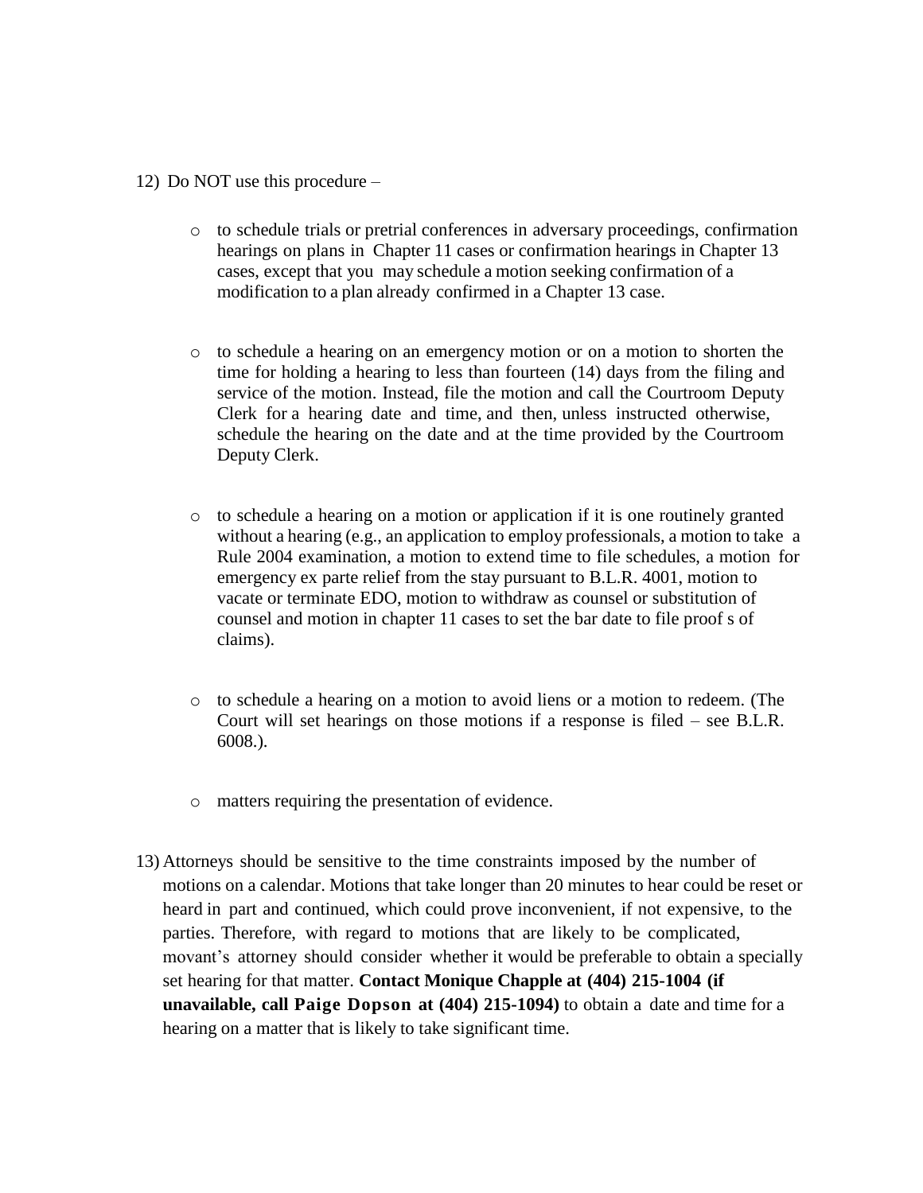12) Do NOT use this procedure –

   - to schedule trials or pretrial conferences in adversary proceedings, confirmation hearings on plans in Chapter 11 cases or confirmation hearings in Chapter 13 cases, except that you may schedule a motion seeking confirmation of a modification to a plan already confirmed in a Chapter 13 case.

   - to schedule a hearing on an emergency motion or on a motion to shorten the time for holding a hearing to less than fourteen (14) days from the filing and service of the motion. Instead, file the motion and call the Courtroom Deputy Clerk for a hearing date and time, and then, unless instructed otherwise, schedule the hearing on the date and at the time provided by the Courtroom Deputy Clerk.

   - to schedule a hearing on a motion or application if it is one routinely granted without a hearing (e.g., an application to employ professionals, a motion to take a Rule 2004 examination, a motion to extend time to file schedules, a motion for emergency ex parte relief from the stay pursuant to B.L.R. 4001, motion to vacate or terminate EDO, motion to withdraw as counsel or substitution of counsel and motion in chapter 11 cases to set the bar date to file proof s of claims).

   - to schedule a hearing on a motion to avoid liens or a motion to redeem. (The Court will set hearings on those motions if a response is filed – see B.L.R. 6008.).

   - matters requiring the presentation of evidence.

13) Attorneys should be sensitive to the time constraints imposed by the number of motions on a calendar. Motions that take longer than 20 minutes to hear could be reset or heard in part and continued, which could prove inconvenient, if not expensive, to the parties. Therefore, with regard to motions that are likely to be complicated, movant's attorney should consider whether it would be preferable to obtain a specially set hearing for that matter. **Contact Monique Chapple at (404) 215-1004 (if unavailable, call Paige Dopson at (404) 215-1094)** to obtain a date and time for a hearing on a matter that is likely to take significant time.